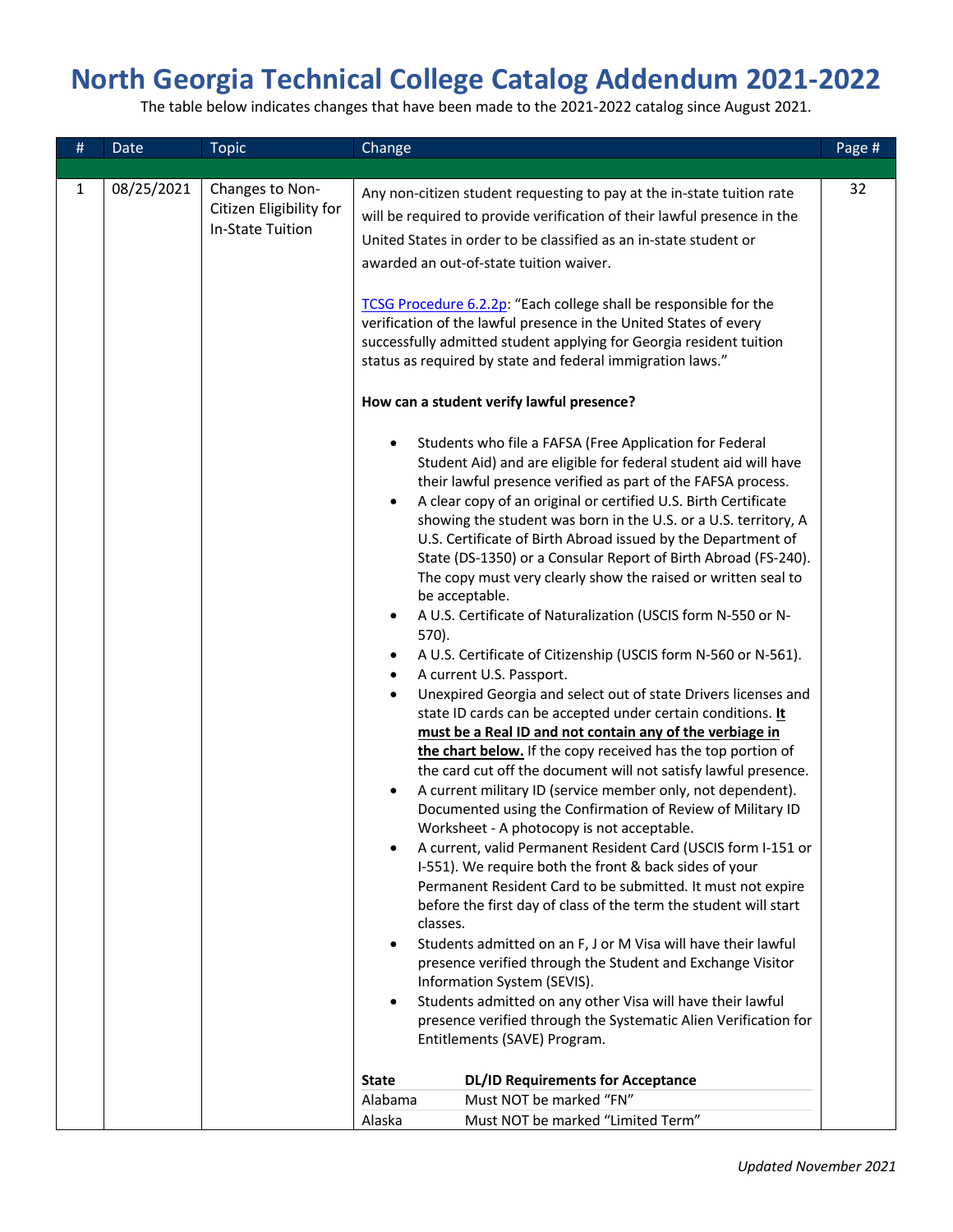# North Georgia Technical College Catalog Addendum 2021-2022

The table below indicates changes that have been made to the 2021-2022 catalog since August 2021.

| # | Date | Topic | Change | Page # |
|---|---|---|---|---|
| 1 | 08/25/2021 | Changes to Non-Citizen Eligibility for In-State Tuition | Any non-citizen student requesting to pay at the in-state tuition rate will be required to provide verification of their lawful presence in the United States in order to be classified as an in-state student or awarded an out-of-state tuition waiver.<br><br>TCSG Procedure 6.2.2p: "Each college shall be responsible for the verification of the lawful presence in the United States of every successfully admitted student applying for Georgia resident tuition status as required by state and federal immigration laws."<br><br>**How can a student verify lawful presence?**<br><br>• Students who file a FAFSA (Free Application for Federal Student Aid) and are eligible for federal student aid will have their lawful presence verified as part of the FAFSA process.<br>• A clear copy of an original or certified U.S. Birth Certificate showing the student was born in the U.S. or a U.S. territory, A U.S. Certificate of Birth Abroad issued by the Department of State (DS-1350) or a Consular Report of Birth Abroad (FS-240). The copy must very clearly show the raised or written seal to be acceptable.<br>• A U.S. Certificate of Naturalization (USCIS form N-550 or N-570).<br>• A U.S. Certificate of Citizenship (USCIS form N-560 or N-561).<br>• A current U.S. Passport.<br>• Unexpired Georgia and select out of state Drivers licenses and state ID cards can be accepted under certain conditions. **It must be a Real ID and not contain any of the verbiage in the chart below.** If the copy received has the top portion of the card cut off the document will not satisfy lawful presence.<br>• A current military ID (service member only, not dependent). Documented using the Confirmation of Review of Military ID Worksheet - A photocopy is not acceptable.<br>• A current, valid Permanent Resident Card (USCIS form I-151 or I-551). We require both the front & back sides of your Permanent Resident Card to be submitted. It must not expire before the first day of class of the term the student will start classes.<br>• Students admitted on an F, J or M Visa will have their lawful presence verified through the Student and Exchange Visitor Information System (SEVIS).<br>• Students admitted on any other Visa will have their lawful presence verified through the Systematic Alien Verification for Entitlements (SAVE) Program.<br><br>**State** — **DL/ID Requirements for Acceptance**<br>Alabama — Must NOT be marked "FN"<br>Alaska — Must NOT be marked "Limited Term" | 32 |

*Updated November 2021*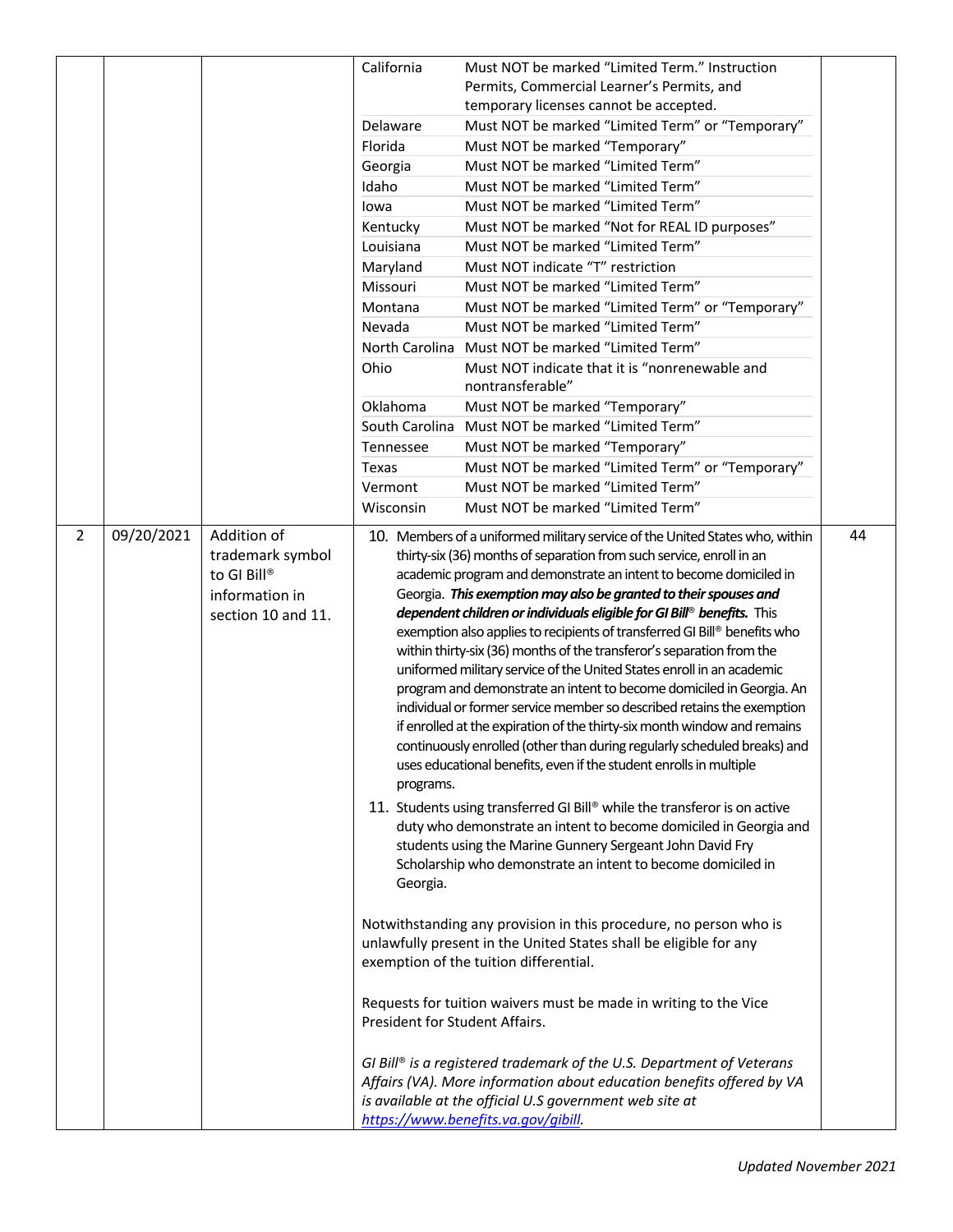|  |  |  | California — Must NOT be marked "Limited Term." Instruction Permits, Commercial Learner's Permits, and temporary licenses cannot be accepted.<br>Delaware — Must NOT be marked "Limited Term" or "Temporary"<br>Florida — Must NOT be marked "Temporary"<br>Georgia — Must NOT be marked "Limited Term"<br>Idaho — Must NOT be marked "Limited Term"<br>Iowa — Must NOT be marked "Limited Term"<br>Kentucky — Must NOT be marked "Not for REAL ID purposes"<br>Louisiana — Must NOT be marked "Limited Term"<br>Maryland — Must NOT indicate "T" restriction<br>Missouri — Must NOT be marked "Limited Term"<br>Montana — Must NOT be marked "Limited Term" or "Temporary"<br>Nevada — Must NOT be marked "Limited Term"<br>North Carolina — Must NOT be marked "Limited Term"<br>Ohio — Must NOT indicate that it is "nonrenewable and nontransferable"<br>Oklahoma — Must NOT be marked "Temporary"<br>South Carolina — Must NOT be marked "Limited Term"<br>Tennessee — Must NOT be marked "Temporary"<br>Texas — Must NOT be marked "Limited Term" or "Temporary"<br>Vermont — Must NOT be marked "Limited Term"<br>Wisconsin — Must NOT be marked "Limited Term" |  |
|---|---|---|---|---|
| 2 | 09/20/2021 | Addition of trademark symbol to GI Bill® information in section 10 and 11. | 10. Members of a uniformed military service of the United States who, within thirty-six (36) months of separation from such service, enroll in an academic program and demonstrate an intent to become domiciled in Georgia. ***This exemption may also be granted to their spouses and dependent children or individuals eligible for GI Bill® benefits.*** This exemption also applies to recipients of transferred GI Bill® benefits who within thirty-six (36) months of the transferor's separation from the uniformed military service of the United States enroll in an academic program and demonstrate an intent to become domiciled in Georgia. An individual or former service member so described retains the exemption if enrolled at the expiration of the thirty-six month window and remains continuously enrolled (other than during regularly scheduled breaks) and uses educational benefits, even if the student enrolls in multiple programs.<br>11. Students using transferred GI Bill® while the transferor is on active duty who demonstrate an intent to become domiciled in Georgia and students using the Marine Gunnery Sergeant John David Fry Scholarship who demonstrate an intent to become domiciled in Georgia.<br><br>Notwithstanding any provision in this procedure, no person who is unlawfully present in the United States shall be eligible for any exemption of the tuition differential.<br><br>Requests for tuition waivers must be made in writing to the Vice President for Student Affairs.<br><br>*GI Bill® is a registered trademark of the U.S. Department of Veterans Affairs (VA). More information about education benefits offered by VA is available at the official U.S government web site at [https://www.benefits.va.gov/gibill](https://www.benefits.va.gov/gibill).* | 44 |

*Updated November 2021*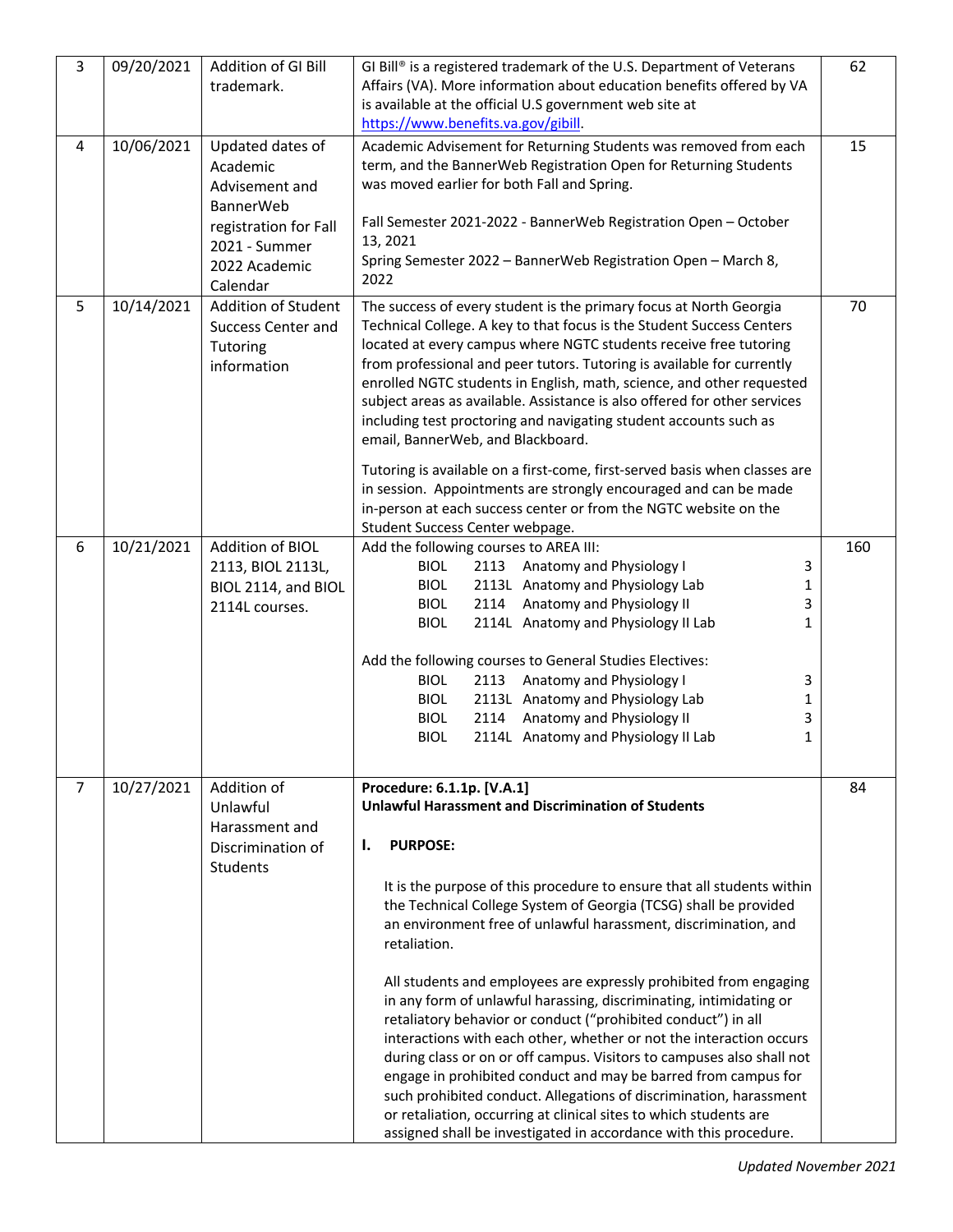| | | | | |
|---|---|---|---|---|
| 3 | 09/20/2021 | Addition of GI Bill trademark. | GI Bill® is a registered trademark of the U.S. Department of Veterans Affairs (VA). More information about education benefits offered by VA is available at the official U.S government web site at https://www.benefits.va.gov/gibill. | 62 |
| 4 | 10/06/2021 | Updated dates of Academic Advisement and BannerWeb registration for Fall 2021 - Summer 2022 Academic Calendar | Academic Advisement for Returning Students was removed from each term, and the BannerWeb Registration Open for Returning Students was moved earlier for both Fall and Spring.<br><br>Fall Semester 2021-2022 - BannerWeb Registration Open – October 13, 2021<br>Spring Semester 2022 – BannerWeb Registration Open – March 8, 2022 | 15 |
| 5 | 10/14/2021 | Addition of Student Success Center and Tutoring information | The success of every student is the primary focus at North Georgia Technical College. A key to that focus is the Student Success Centers located at every campus where NGTC students receive free tutoring from professional and peer tutors. Tutoring is available for currently enrolled NGTC students in English, math, science, and other requested subject areas as available. Assistance is also offered for other services including test proctoring and navigating student accounts such as email, BannerWeb, and Blackboard.<br><br>Tutoring is available on a first-come, first-served basis when classes are in session. Appointments are strongly encouraged and can be made in-person at each success center or from the NGTC website on the Student Success Center webpage. | 70 |
| 6 | 10/21/2021 | Addition of BIOL 2113, BIOL 2113L, BIOL 2114, and BIOL 2114L courses. | Add the following courses to AREA III:<br>BIOL 2113 Anatomy and Physiology I 3<br>BIOL 2113L Anatomy and Physiology Lab 1<br>BIOL 2114 Anatomy and Physiology II 3<br>BIOL 2114L Anatomy and Physiology II Lab 1<br><br>Add the following courses to General Studies Electives:<br>BIOL 2113 Anatomy and Physiology I 3<br>BIOL 2113L Anatomy and Physiology Lab 1<br>BIOL 2114 Anatomy and Physiology II 3<br>BIOL 2114L Anatomy and Physiology II Lab 1 | 160 |
| 7 | 10/27/2021 | Addition of Unlawful Harassment and Discrimination of Students | **Procedure: 6.1.1p. [V.A.1]**<br>**Unlawful Harassment and Discrimination of Students**<br><br>**I. PURPOSE:**<br><br>It is the purpose of this procedure to ensure that all students within the Technical College System of Georgia (TCSG) shall be provided an environment free of unlawful harassment, discrimination, and retaliation.<br><br>All students and employees are expressly prohibited from engaging in any form of unlawful harassing, discriminating, intimidating or retaliatory behavior or conduct ("prohibited conduct") in all interactions with each other, whether or not the interaction occurs during class or on or off campus. Visitors to campuses also shall not engage in prohibited conduct and may be barred from campus for such prohibited conduct. Allegations of discrimination, harassment or retaliation, occurring at clinical sites to which students are assigned shall be investigated in accordance with this procedure. | 84 |

*Updated November 2021*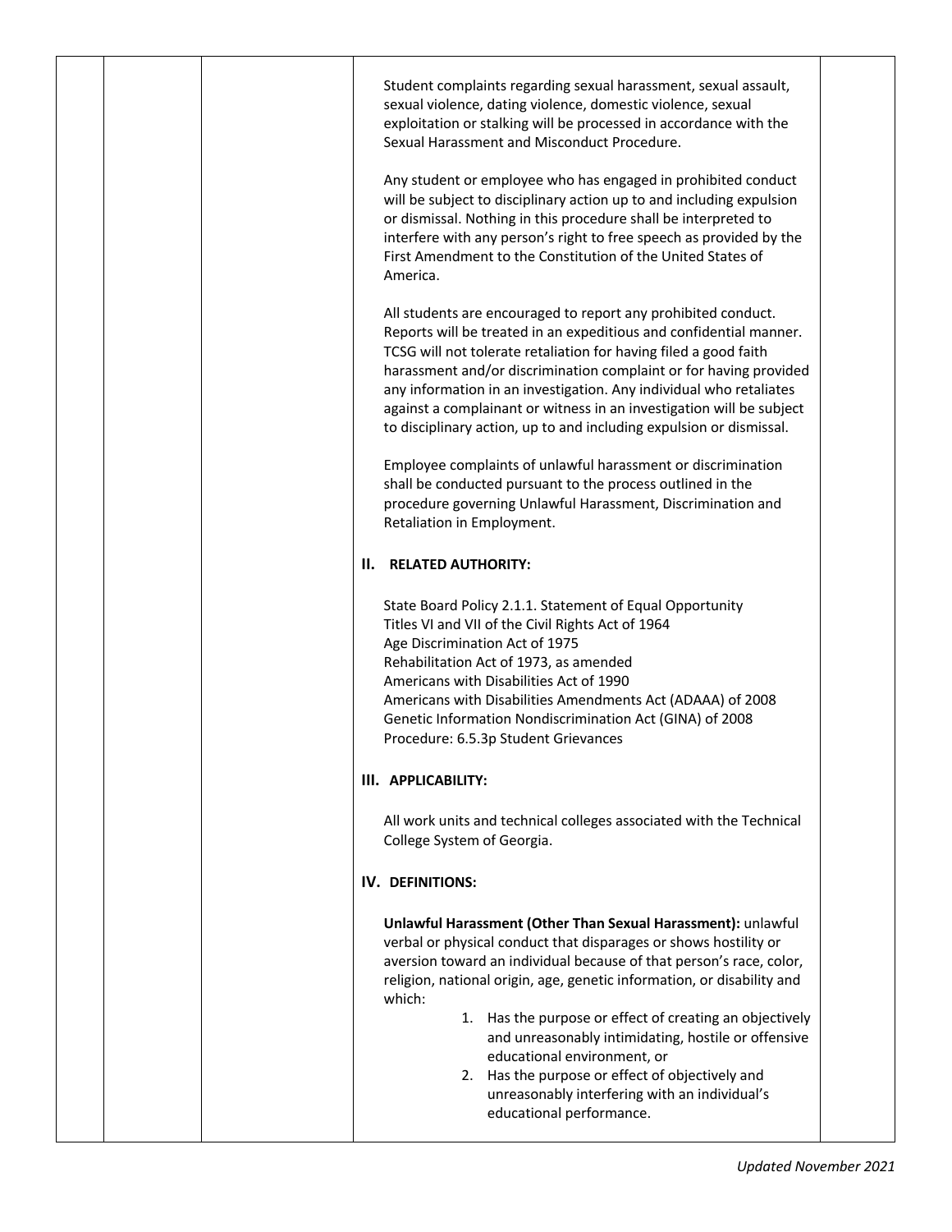Student complaints regarding sexual harassment, sexual assault, sexual violence, dating violence, domestic violence, sexual exploitation or stalking will be processed in accordance with the Sexual Harassment and Misconduct Procedure.

Any student or employee who has engaged in prohibited conduct will be subject to disciplinary action up to and including expulsion or dismissal. Nothing in this procedure shall be interpreted to interfere with any person's right to free speech as provided by the First Amendment to the Constitution of the United States of America.

All students are encouraged to report any prohibited conduct. Reports will be treated in an expeditious and confidential manner. TCSG will not tolerate retaliation for having filed a good faith harassment and/or discrimination complaint or for having provided any information in an investigation. Any individual who retaliates against a complainant or witness in an investigation will be subject to disciplinary action, up to and including expulsion or dismissal.

Employee complaints of unlawful harassment or discrimination shall be conducted pursuant to the process outlined in the procedure governing Unlawful Harassment, Discrimination and Retaliation in Employment.

## II. RELATED AUTHORITY:

State Board Policy 2.1.1. Statement of Equal Opportunity
Titles VI and VII of the Civil Rights Act of 1964
Age Discrimination Act of 1975
Rehabilitation Act of 1973, as amended
Americans with Disabilities Act of 1990
Americans with Disabilities Amendments Act (ADAAA) of 2008
Genetic Information Nondiscrimination Act (GINA) of 2008
Procedure: 6.5.3p Student Grievances

## III. APPLICABILITY:

All work units and technical colleges associated with the Technical College System of Georgia.

## IV. DEFINITIONS:

**Unlawful Harassment (Other Than Sexual Harassment):** unlawful verbal or physical conduct that disparages or shows hostility or aversion toward an individual because of that person's race, color, religion, national origin, age, genetic information, or disability and which:

1. Has the purpose or effect of creating an objectively and unreasonably intimidating, hostile or offensive educational environment, or
2. Has the purpose or effect of objectively and unreasonably interfering with an individual's educational performance.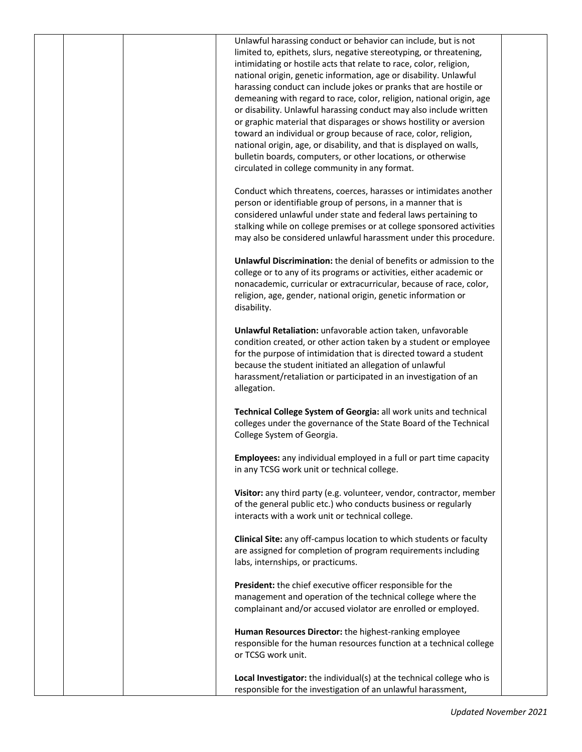Unlawful harassing conduct or behavior can include, but is not limited to, epithets, slurs, negative stereotyping, or threatening, intimidating or hostile acts that relate to race, color, religion, national origin, genetic information, age or disability. Unlawful harassing conduct can include jokes or pranks that are hostile or demeaning with regard to race, color, religion, national origin, age or disability. Unlawful harassing conduct may also include written or graphic material that disparages or shows hostility or aversion toward an individual or group because of race, color, religion, national origin, age, or disability, and that is displayed on walls, bulletin boards, computers, or other locations, or otherwise circulated in college community in any format.

Conduct which threatens, coerces, harasses or intimidates another person or identifiable group of persons, in a manner that is considered unlawful under state and federal laws pertaining to stalking while on college premises or at college sponsored activities may also be considered unlawful harassment under this procedure.

**Unlawful Discrimination:** the denial of benefits or admission to the college or to any of its programs or activities, either academic or nonacademic, curricular or extracurricular, because of race, color, religion, age, gender, national origin, genetic information or disability.

**Unlawful Retaliation:** unfavorable action taken, unfavorable condition created, or other action taken by a student or employee for the purpose of intimidation that is directed toward a student because the student initiated an allegation of unlawful harassment/retaliation or participated in an investigation of an allegation.

**Technical College System of Georgia:** all work units and technical colleges under the governance of the State Board of the Technical College System of Georgia.

**Employees:** any individual employed in a full or part time capacity in any TCSG work unit or technical college.

**Visitor:** any third party (e.g. volunteer, vendor, contractor, member of the general public etc.) who conducts business or regularly interacts with a work unit or technical college.

**Clinical Site:** any off-campus location to which students or faculty are assigned for completion of program requirements including labs, internships, or practicums.

**President:** the chief executive officer responsible for the management and operation of the technical college where the complainant and/or accused violator are enrolled or employed.

**Human Resources Director:** the highest-ranking employee responsible for the human resources function at a technical college or TCSG work unit.

**Local Investigator:** the individual(s) at the technical college who is responsible for the investigation of an unlawful harassment,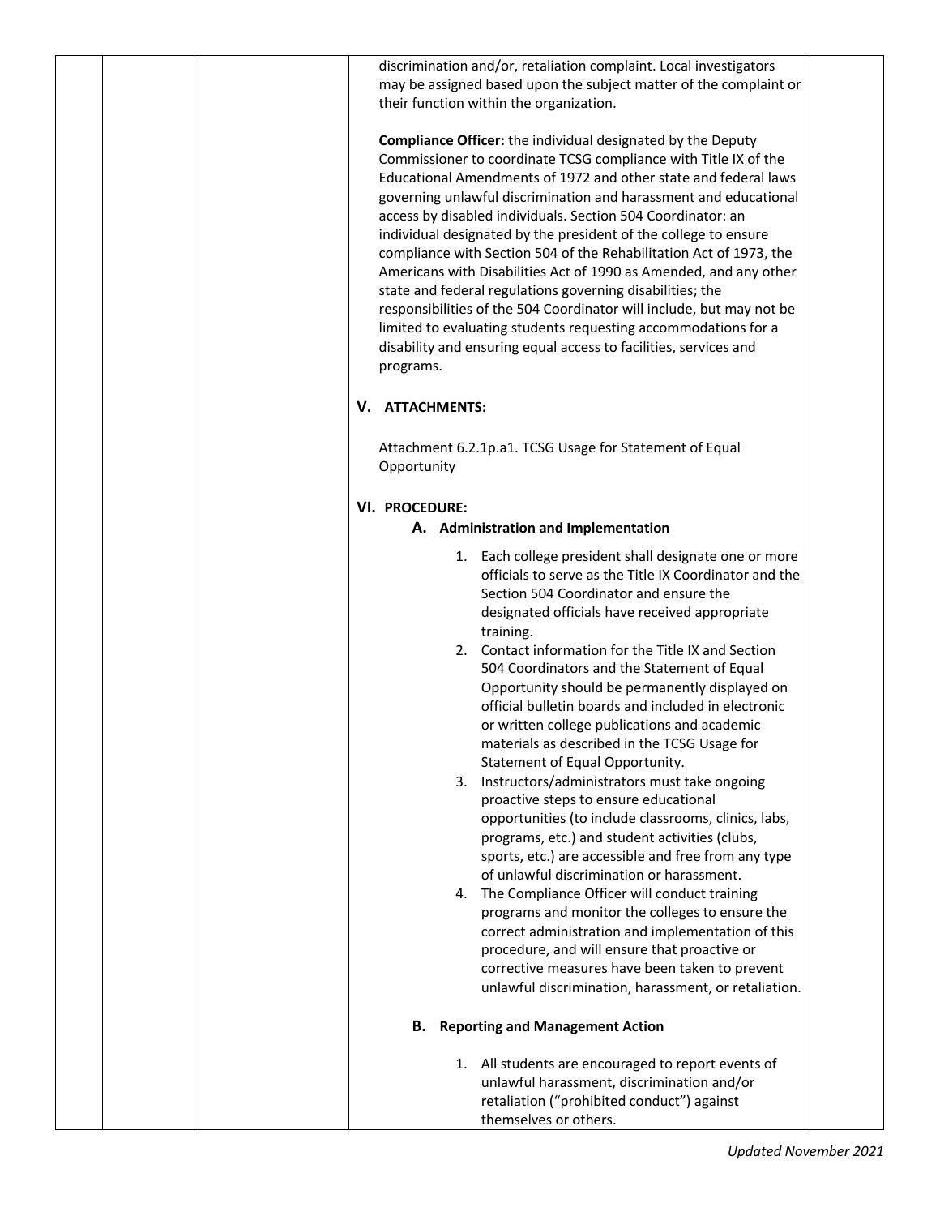discrimination and/or, retaliation complaint. Local investigators may be assigned based upon the subject matter of the complaint or their function within the organization.

**Compliance Officer:** the individual designated by the Deputy Commissioner to coordinate TCSG compliance with Title IX of the Educational Amendments of 1972 and other state and federal laws governing unlawful discrimination and harassment and educational access by disabled individuals. Section 504 Coordinator: an individual designated by the president of the college to ensure compliance with Section 504 of the Rehabilitation Act of 1973, the Americans with Disabilities Act of 1990 as Amended, and any other state and federal regulations governing disabilities; the responsibilities of the 504 Coordinator will include, but may not be limited to evaluating students requesting accommodations for a disability and ensuring equal access to facilities, services and programs.

## V. ATTACHMENTS:

Attachment 6.2.1p.a1. TCSG Usage for Statement of Equal Opportunity

## VI. PROCEDURE:

### A. Administration and Implementation

1. Each college president shall designate one or more officials to serve as the Title IX Coordinator and the Section 504 Coordinator and ensure the designated officials have received appropriate training.
2. Contact information for the Title IX and Section 504 Coordinators and the Statement of Equal Opportunity should be permanently displayed on official bulletin boards and included in electronic or written college publications and academic materials as described in the TCSG Usage for Statement of Equal Opportunity.
3. Instructors/administrators must take ongoing proactive steps to ensure educational opportunities (to include classrooms, clinics, labs, programs, etc.) and student activities (clubs, sports, etc.) are accessible and free from any type of unlawful discrimination or harassment.
4. The Compliance Officer will conduct training programs and monitor the colleges to ensure the correct administration and implementation of this procedure, and will ensure that proactive or corrective measures have been taken to prevent unlawful discrimination, harassment, or retaliation.

### B. Reporting and Management Action

1. All students are encouraged to report events of unlawful harassment, discrimination and/or retaliation ("prohibited conduct") against themselves or others.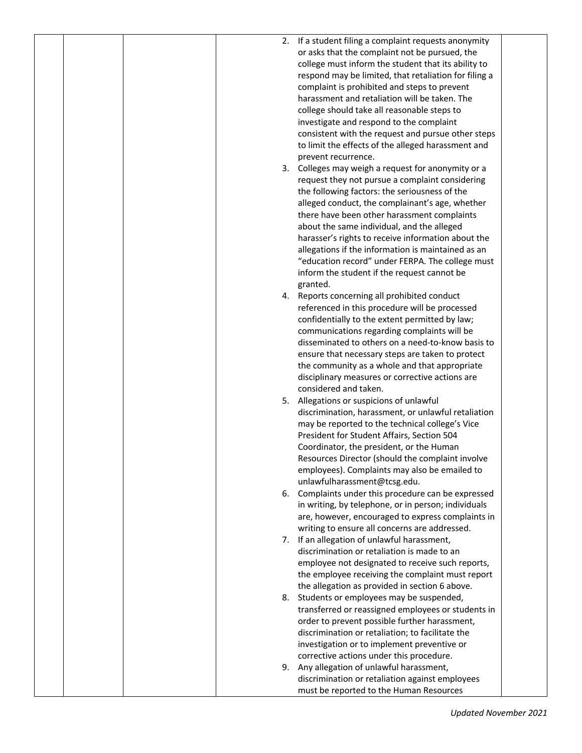| | | | | |
|---|---|---|---|---|
| | | | 2. If a student filing a complaint requests anonymity or asks that the complaint not be pursued, the college must inform the student that its ability to respond may be limited, that retaliation for filing a complaint is prohibited and steps to prevent harassment and retaliation will be taken. The college should take all reasonable steps to investigate and respond to the complaint consistent with the request and pursue other steps to limit the effects of the alleged harassment and prevent recurrence.<br>3. Colleges may weigh a request for anonymity or a request they not pursue a complaint considering the following factors: the seriousness of the alleged conduct, the complainant's age, whether there have been other harassment complaints about the same individual, and the alleged harasser's rights to receive information about the allegations if the information is maintained as an "education record" under FERPA. The college must inform the student if the request cannot be granted.<br>4. Reports concerning all prohibited conduct referenced in this procedure will be processed confidentially to the extent permitted by law; communications regarding complaints will be disseminated to others on a need-to-know basis to ensure that necessary steps are taken to protect the community as a whole and that appropriate disciplinary measures or corrective actions are considered and taken.<br>5. Allegations or suspicions of unlawful discrimination, harassment, or unlawful retaliation may be reported to the technical college's Vice President for Student Affairs, Section 504 Coordinator, the president, or the Human Resources Director (should the complaint involve employees). Complaints may also be emailed to unlawfulharassment@tcsg.edu.<br>6. Complaints under this procedure can be expressed in writing, by telephone, or in person; individuals are, however, encouraged to express complaints in writing to ensure all concerns are addressed.<br>7. If an allegation of unlawful harassment, discrimination or retaliation is made to an employee not designated to receive such reports, the employee receiving the complaint must report the allegation as provided in section 6 above.<br>8. Students or employees may be suspended, transferred or reassigned employees or students in order to prevent possible further harassment, discrimination or retaliation; to facilitate the investigation or to implement preventive or corrective actions under this procedure.<br>9. Any allegation of unlawful harassment, discrimination or retaliation against employees must be reported to the Human Resources | |

*Updated November 2021*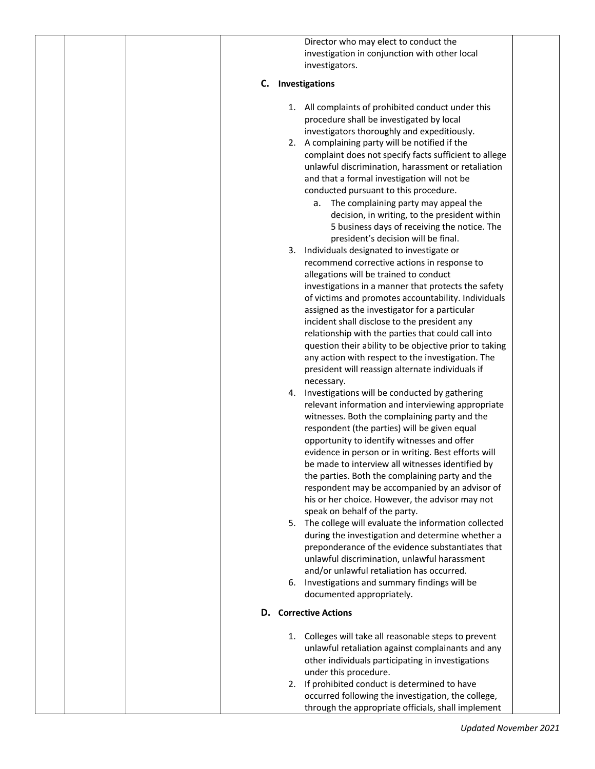Director who may elect to conduct the investigation in conjunction with other local investigators.

**C. Investigations**

1. All complaints of prohibited conduct under this procedure shall be investigated by local investigators thoroughly and expeditiously.
2. A complaining party will be notified if the complaint does not specify facts sufficient to allege unlawful discrimination, harassment or retaliation and that a formal investigation will not be conducted pursuant to this procedure.
   a. The complaining party may appeal the decision, in writing, to the president within 5 business days of receiving the notice. The president's decision will be final.
3. Individuals designated to investigate or recommend corrective actions in response to allegations will be trained to conduct investigations in a manner that protects the safety of victims and promotes accountability. Individuals assigned as the investigator for a particular incident shall disclose to the president any relationship with the parties that could call into question their ability to be objective prior to taking any action with respect to the investigation. The president will reassign alternate individuals if necessary.
4. Investigations will be conducted by gathering relevant information and interviewing appropriate witnesses. Both the complaining party and the respondent (the parties) will be given equal opportunity to identify witnesses and offer evidence in person or in writing. Best efforts will be made to interview all witnesses identified by the parties. Both the complaining party and the respondent may be accompanied by an advisor of his or her choice. However, the advisor may not speak on behalf of the party.
5. The college will evaluate the information collected during the investigation and determine whether a preponderance of the evidence substantiates that unlawful discrimination, unlawful harassment and/or unlawful retaliation has occurred.
6. Investigations and summary findings will be documented appropriately.

**D. Corrective Actions**

1. Colleges will take all reasonable steps to prevent unlawful retaliation against complainants and any other individuals participating in investigations under this procedure.
2. If prohibited conduct is determined to have occurred following the investigation, the college, through the appropriate officials, shall implement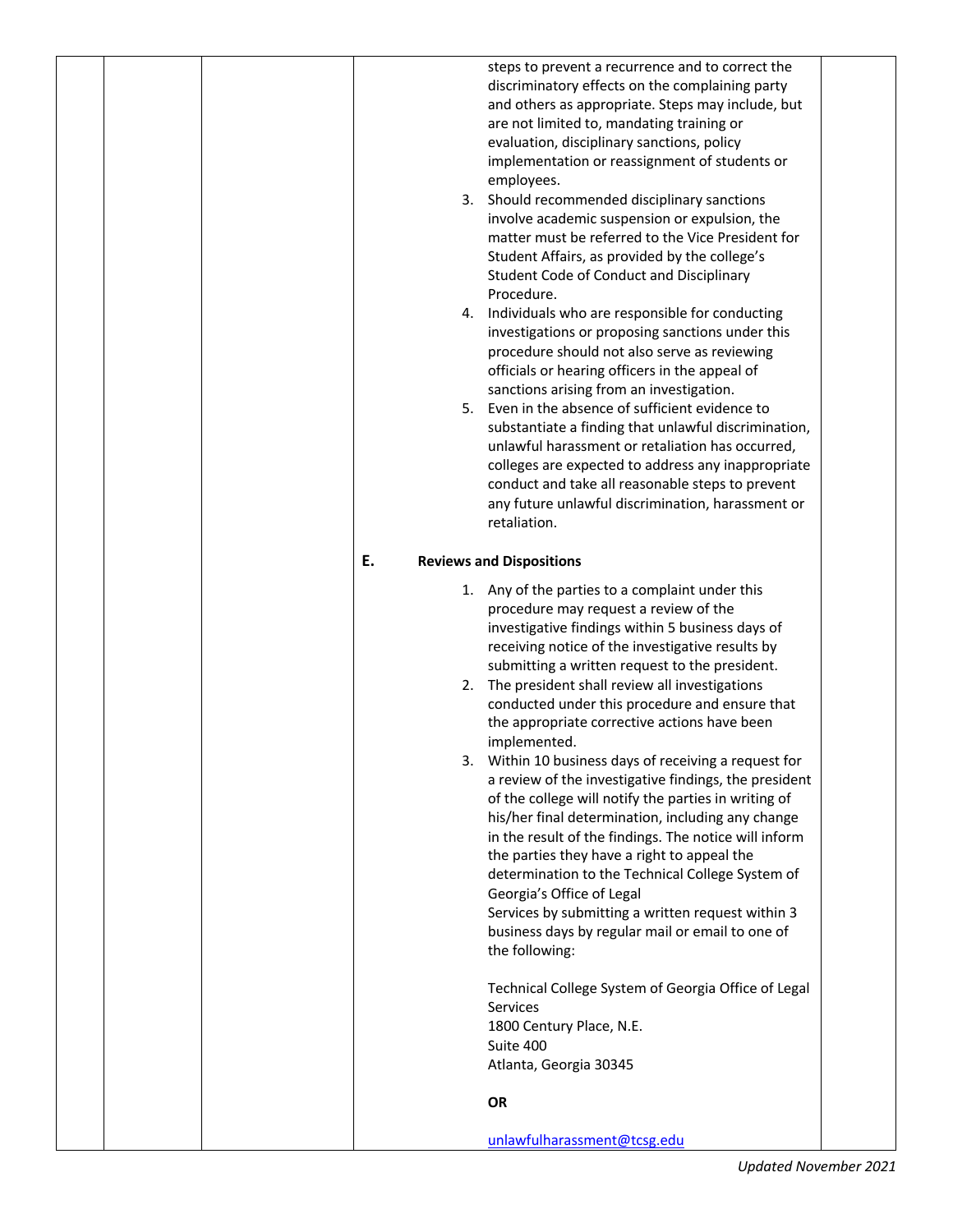steps to prevent a recurrence and to correct the discriminatory effects on the complaining party and others as appropriate. Steps may include, but are not limited to, mandating training or evaluation, disciplinary sanctions, policy implementation or reassignment of students or employees.

3. Should recommended disciplinary sanctions involve academic suspension or expulsion, the matter must be referred to the Vice President for Student Affairs, as provided by the college's Student Code of Conduct and Disciplinary Procedure.
4. Individuals who are responsible for conducting investigations or proposing sanctions under this procedure should not also serve as reviewing officials or hearing officers in the appeal of sanctions arising from an investigation.
5. Even in the absence of sufficient evidence to substantiate a finding that unlawful discrimination, unlawful harassment or retaliation has occurred, colleges are expected to address any inappropriate conduct and take all reasonable steps to prevent any future unlawful discrimination, harassment or retaliation.

**E. Reviews and Dispositions**

1. Any of the parties to a complaint under this procedure may request a review of the investigative findings within 5 business days of receiving notice of the investigative results by submitting a written request to the president.
2. The president shall review all investigations conducted under this procedure and ensure that the appropriate corrective actions have been implemented.
3. Within 10 business days of receiving a request for a review of the investigative findings, the president of the college will notify the parties in writing of his/her final determination, including any change in the result of the findings. The notice will inform the parties they have a right to appeal the determination to the Technical College System of Georgia's Office of Legal Services by submitting a written request within 3 business days by regular mail or email to one of the following:

   Technical College System of Georgia Office of Legal Services
   1800 Century Place, N.E.
   Suite 400
   Atlanta, Georgia 30345

   **OR**

   unlawfulharassment@tcsg.edu

*Updated November 2021*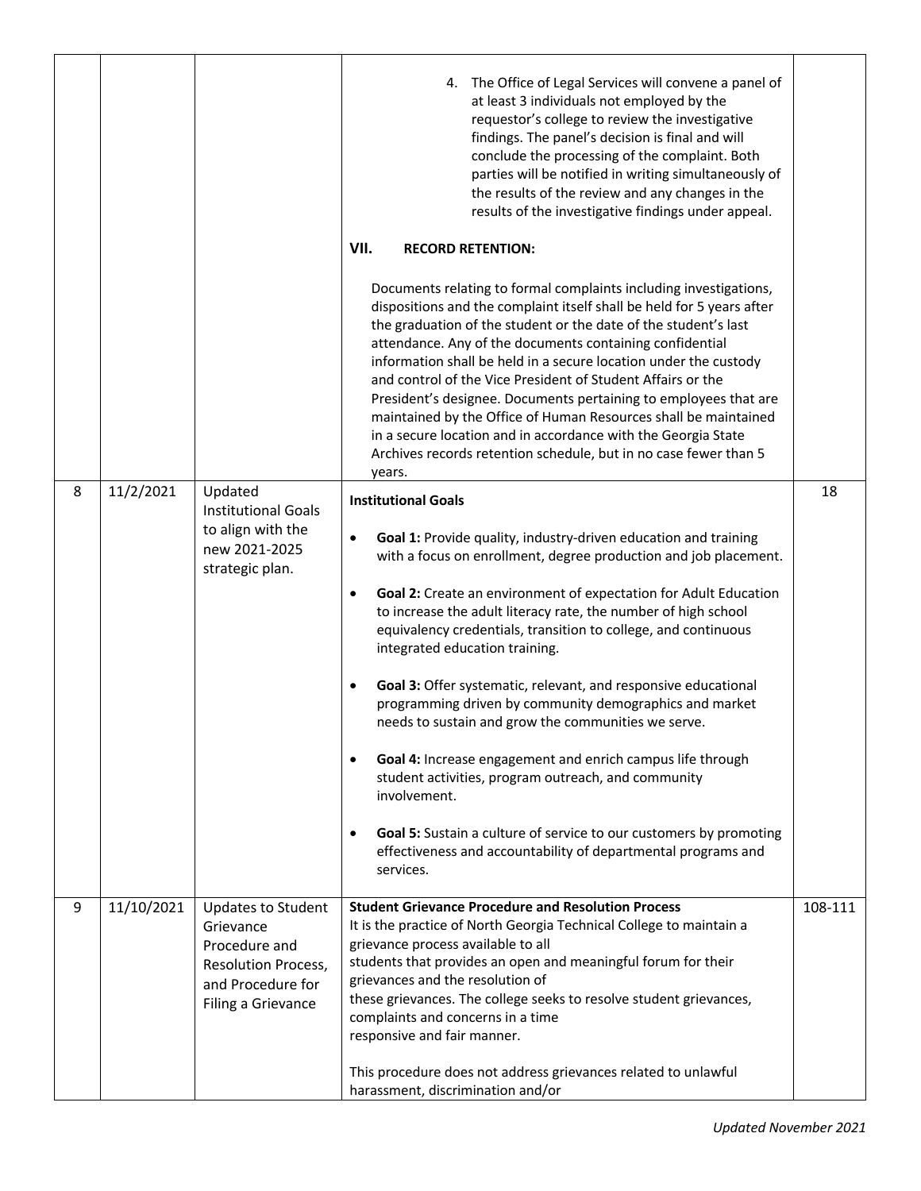| | | | | |
|---|---|---|---|---|
| | | | 4. The Office of Legal Services will convene a panel of at least 3 individuals not employed by the requestor's college to review the investigative findings. The panel's decision is final and will conclude the processing of the complaint. Both parties will be notified in writing simultaneously of the results of the review and any changes in the results of the investigative findings under appeal.<br><br>**VII. RECORD RETENTION:**<br><br>Documents relating to formal complaints including investigations, dispositions and the complaint itself shall be held for 5 years after the graduation of the student or the date of the student's last attendance. Any of the documents containing confidential information shall be held in a secure location under the custody and control of the Vice President of Student Affairs or the President's designee. Documents pertaining to employees that are maintained by the Office of Human Resources shall be maintained in a secure location and in accordance with the Georgia State Archives records retention schedule, but in no case fewer than 5 years. | |
| 8 | 11/2/2021 | Updated Institutional Goals to align with the new 2021-2025 strategic plan. | **Institutional Goals**<br><br>• **Goal 1:** Provide quality, industry-driven education and training with a focus on enrollment, degree production and job placement.<br><br>• **Goal 2:** Create an environment of expectation for Adult Education to increase the adult literacy rate, the number of high school equivalency credentials, transition to college, and continuous integrated education training.<br><br>• **Goal 3:** Offer systematic, relevant, and responsive educational programming driven by community demographics and market needs to sustain and grow the communities we serve.<br><br>• **Goal 4:** Increase engagement and enrich campus life through student activities, program outreach, and community involvement.<br><br>• **Goal 5:** Sustain a culture of service to our customers by promoting effectiveness and accountability of departmental programs and services. | 18 |
| 9 | 11/10/2021 | Updates to Student Grievance Procedure and Resolution Process, and Procedure for Filing a Grievance | **Student Grievance Procedure and Resolution Process**<br>It is the practice of North Georgia Technical College to maintain a grievance process available to all students that provides an open and meaningful forum for their grievances and the resolution of these grievances. The college seeks to resolve student grievances, complaints and concerns in a time responsive and fair manner.<br><br>This procedure does not address grievances related to unlawful harassment, discrimination and/or | 108-111 |

*Updated November 2021*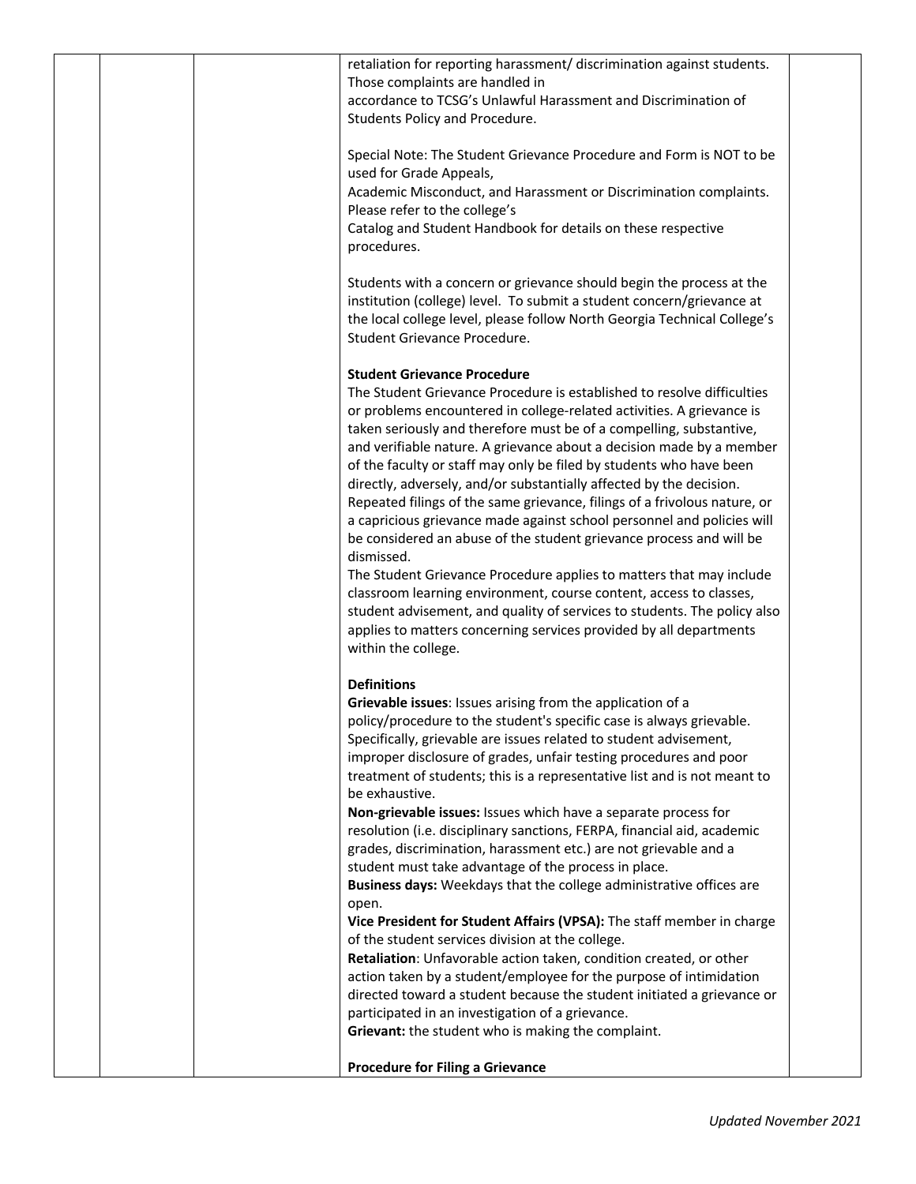retaliation for reporting harassment/ discrimination against students. Those complaints are handled in accordance to TCSG's Unlawful Harassment and Discrimination of Students Policy and Procedure.

Special Note: The Student Grievance Procedure and Form is NOT to be used for Grade Appeals, Academic Misconduct, and Harassment or Discrimination complaints. Please refer to the college's Catalog and Student Handbook for details on these respective procedures.

Students with a concern or grievance should begin the process at the institution (college) level. To submit a student concern/grievance at the local college level, please follow North Georgia Technical College's Student Grievance Procedure.

**Student Grievance Procedure**

The Student Grievance Procedure is established to resolve difficulties or problems encountered in college-related activities. A grievance is taken seriously and therefore must be of a compelling, substantive, and verifiable nature. A grievance about a decision made by a member of the faculty or staff may only be filed by students who have been directly, adversely, and/or substantially affected by the decision. Repeated filings of the same grievance, filings of a frivolous nature, or a capricious grievance made against school personnel and policies will be considered an abuse of the student grievance process and will be dismissed.

The Student Grievance Procedure applies to matters that may include classroom learning environment, course content, access to classes, student advisement, and quality of services to students. The policy also applies to matters concerning services provided by all departments within the college.

**Definitions**

**Grievable issues**: Issues arising from the application of a policy/procedure to the student's specific case is always grievable. Specifically, grievable are issues related to student advisement, improper disclosure of grades, unfair testing procedures and poor treatment of students; this is a representative list and is not meant to be exhaustive.

**Non-grievable issues:** Issues which have a separate process for resolution (i.e. disciplinary sanctions, FERPA, financial aid, academic grades, discrimination, harassment etc.) are not grievable and a student must take advantage of the process in place.

**Business days:** Weekdays that the college administrative offices are open.

**Vice President for Student Affairs (VPSA):** The staff member in charge of the student services division at the college.

**Retaliation**: Unfavorable action taken, condition created, or other action taken by a student/employee for the purpose of intimidation directed toward a student because the student initiated a grievance or participated in an investigation of a grievance.

**Grievant:** the student who is making the complaint.

**Procedure for Filing a Grievance**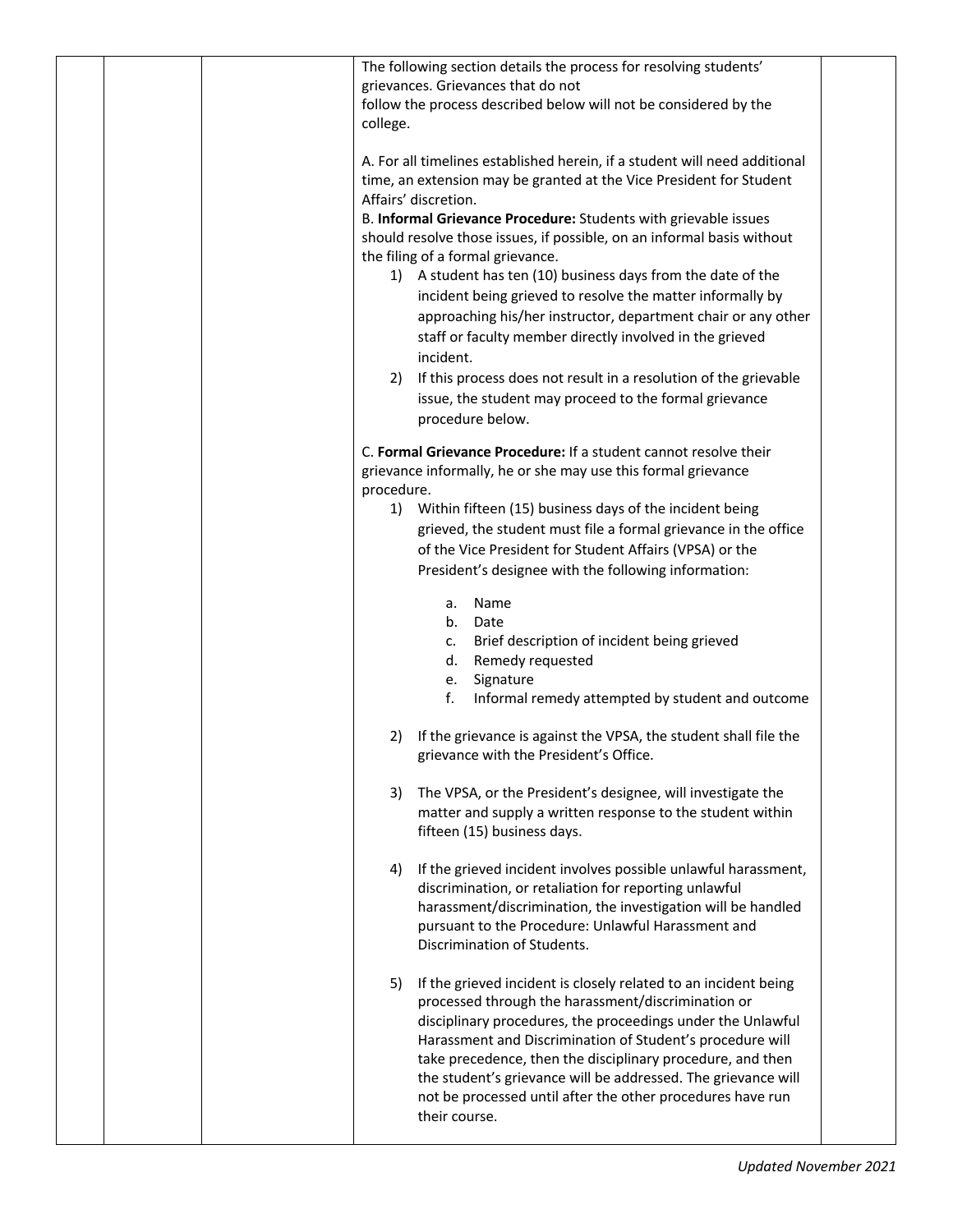The following section details the process for resolving students' grievances. Grievances that do not follow the process described below will not be considered by the college.

A. For all timelines established herein, if a student will need additional time, an extension may be granted at the Vice President for Student Affairs' discretion.

B. **Informal Grievance Procedure:** Students with grievable issues should resolve those issues, if possible, on an informal basis without the filing of a formal grievance.

1) A student has ten (10) business days from the date of the incident being grieved to resolve the matter informally by approaching his/her instructor, department chair or any other staff or faculty member directly involved in the grieved incident.
2) If this process does not result in a resolution of the grievable issue, the student may proceed to the formal grievance procedure below.

C. **Formal Grievance Procedure:** If a student cannot resolve their grievance informally, he or she may use this formal grievance procedure.

1) Within fifteen (15) business days of the incident being grieved, the student must file a formal grievance in the office of the Vice President for Student Affairs (VPSA) or the President's designee with the following information:

   a. Name
   b. Date
   c. Brief description of incident being grieved
   d. Remedy requested
   e. Signature
   f. Informal remedy attempted by student and outcome

2) If the grievance is against the VPSA, the student shall file the grievance with the President's Office.

3) The VPSA, or the President's designee, will investigate the matter and supply a written response to the student within fifteen (15) business days.

4) If the grieved incident involves possible unlawful harassment, discrimination, or retaliation for reporting unlawful harassment/discrimination, the investigation will be handled pursuant to the Procedure: Unlawful Harassment and Discrimination of Students.

5) If the grieved incident is closely related to an incident being processed through the harassment/discrimination or disciplinary procedures, the proceedings under the Unlawful Harassment and Discrimination of Student's procedure will take precedence, then the disciplinary procedure, and then the student's grievance will be addressed. The grievance will not be processed until after the other procedures have run their course.

*Updated November 2021*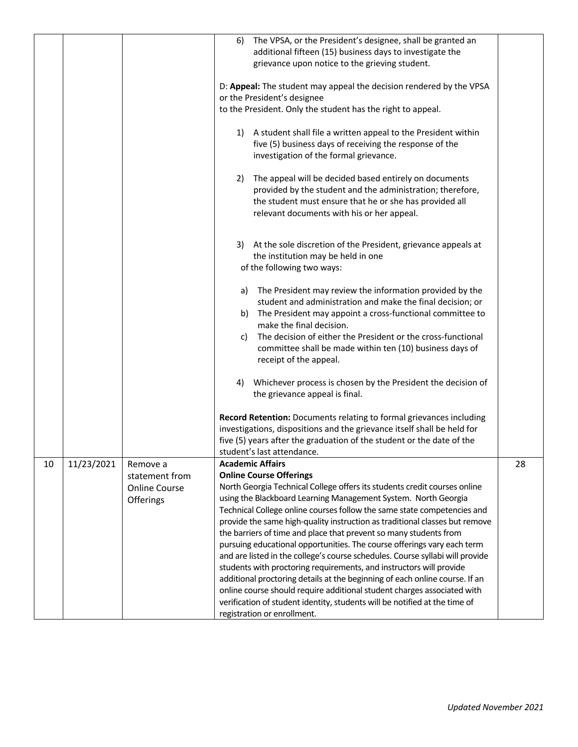| | | | | |
|---|---|---|---|---|
| | | | 6) The VPSA, or the President's designee, shall be granted an additional fifteen (15) business days to investigate the grievance upon notice to the grieving student.<br><br>D: **Appeal:** The student may appeal the decision rendered by the VPSA or the President's designee to the President. Only the student has the right to appeal.<br><br>1) A student shall file a written appeal to the President within five (5) business days of receiving the response of the investigation of the formal grievance.<br><br>2) The appeal will be decided based entirely on documents provided by the student and the administration; therefore, the student must ensure that he or she has provided all relevant documents with his or her appeal.<br><br>3) At the sole discretion of the President, grievance appeals at the institution may be held in one of the following two ways:<br><br>a) The President may review the information provided by the student and administration and make the final decision; or<br>b) The President may appoint a cross-functional committee to make the final decision.<br>c) The decision of either the President or the cross-functional committee shall be made within ten (10) business days of receipt of the appeal.<br><br>4) Whichever process is chosen by the President the decision of the grievance appeal is final.<br><br>**Record Retention:** Documents relating to formal grievances including investigations, dispositions and the grievance itself shall be held for five (5) years after the graduation of the student or the date of the student's last attendance. | |
| 10 | 11/23/2021 | Remove a statement from Online Course Offerings | **Academic Affairs**<br>**Online Course Offerings**<br>North Georgia Technical College offers its students credit courses online using the Blackboard Learning Management System. North Georgia Technical College online courses follow the same state competencies and provide the same high-quality instruction as traditional classes but remove the barriers of time and place that prevent so many students from pursuing educational opportunities. The course offerings vary each term and are listed in the college's course schedules. Course syllabi will provide students with proctoring requirements, and instructors will provide additional proctoring details at the beginning of each online course. If an online course should require additional student charges associated with verification of student identity, students will be notified at the time of registration or enrollment. | 28 |

*Updated November 2021*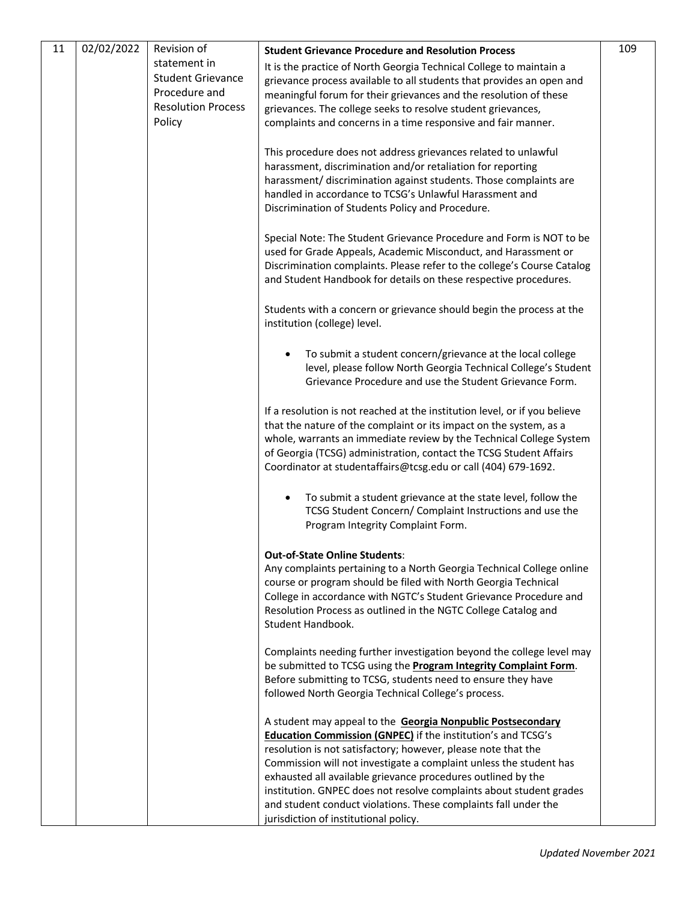| | | | | |
|---|---|---|---|---|
| 11 | 02/02/2022 | Revision of statement in Student Grievance Procedure and Resolution Process Policy | **Student Grievance Procedure and Resolution Process**<br>It is the practice of North Georgia Technical College to maintain a grievance process available to all students that provides an open and meaningful forum for their grievances and the resolution of these grievances. The college seeks to resolve student grievances, complaints and concerns in a time responsive and fair manner.<br><br>This procedure does not address grievances related to unlawful harassment, discrimination and/or retaliation for reporting harassment/ discrimination against students. Those complaints are handled in accordance to TCSG's Unlawful Harassment and Discrimination of Students Policy and Procedure.<br><br>Special Note: The Student Grievance Procedure and Form is NOT to be used for Grade Appeals, Academic Misconduct, and Harassment or Discrimination complaints. Please refer to the college's Course Catalog and Student Handbook for details on these respective procedures.<br><br>Students with a concern or grievance should begin the process at the institution (college) level.<br><br>• To submit a student concern/grievance at the local college level, please follow North Georgia Technical College's Student Grievance Procedure and use the Student Grievance Form.<br><br>If a resolution is not reached at the institution level, or if you believe that the nature of the complaint or its impact on the system, as a whole, warrants an immediate review by the Technical College System of Georgia (TCSG) administration, contact the TCSG Student Affairs Coordinator at studentaffairs@tcsg.edu or call (404) 679-1692.<br><br>• To submit a student grievance at the state level, follow the TCSG Student Concern/ Complaint Instructions and use the Program Integrity Complaint Form.<br><br>**Out-of-State Online Students**:<br>Any complaints pertaining to a North Georgia Technical College online course or program should be filed with North Georgia Technical College in accordance with NGTC's Student Grievance Procedure and Resolution Process as outlined in the NGTC College Catalog and Student Handbook.<br><br>Complaints needing further investigation beyond the college level may be submitted to TCSG using the **Program Integrity Complaint Form**. Before submitting to TCSG, students need to ensure they have followed North Georgia Technical College's process.<br><br>A student may appeal to the **Georgia Nonpublic Postsecondary Education Commission (GNPEC)** if the institution's and TCSG's resolution is not satisfactory; however, please note that the Commission will not investigate a complaint unless the student has exhausted all available grievance procedures outlined by the institution. GNPEC does not resolve complaints about student grades and student conduct violations. These complaints fall under the jurisdiction of institutional policy. | 109 |

*Updated November 2021*